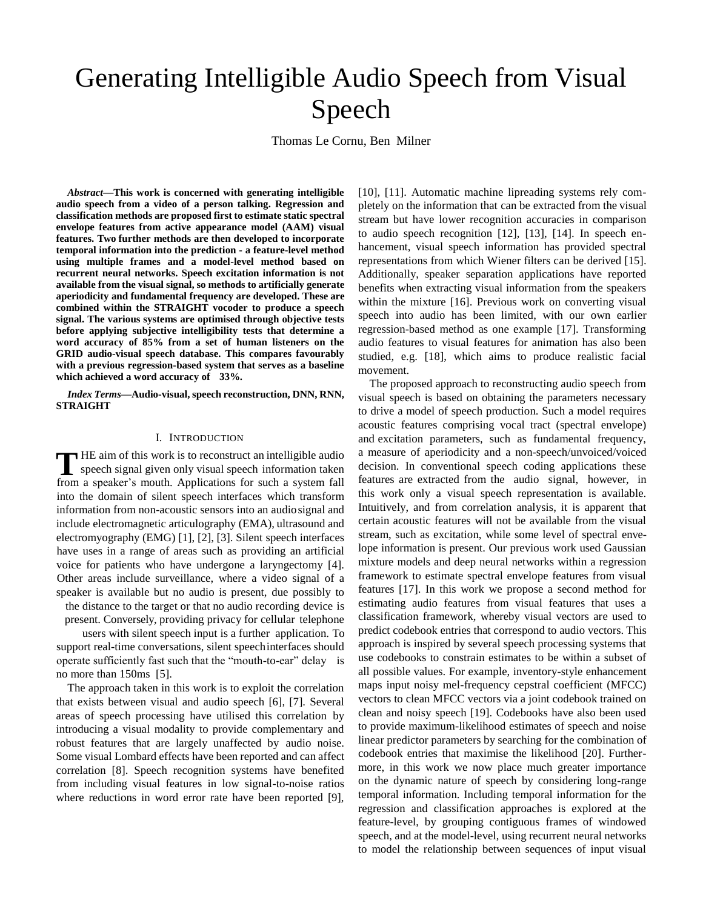# Generating Intelligible Audio Speech from Visual Speech

Thomas Le Cornu, Ben Milner

***Abstract*—This work is concerned with generating intelligible audio speech from a video of a person talking. Regression and classification methods are proposed first to estimate static spectral envelope features from active appearance model (AAM) visual features. Two further methods are then developed to incorporate temporal information into the prediction - a feature-level method using multiple frames and a model-level method based on recurrent neural networks. Speech excitation information is not available from the visual signal, so methods to artificially generate aperiodicity and fundamental frequency are developed. These are combined within the STRAIGHT vocoder to produce a speech signal. The various systems are optimised through objective tests before applying subjective intelligibility tests that determine a word accuracy of 85% from a set of human listeners on the GRID audio-visual speech database. This compares favourably with a previous regression-based system that serves as a baseline which achieved a word accuracy of 33%.**

***Index Terms*—Audio-visual, speech reconstruction, DNN, RNN, STRAIGHT**

## I. Introduction

THE aim of this work is to reconstruct an intelligible audio speech signal given only visual speech information taken from a speaker's mouth. Applications for such a system fall into the domain of silent speech interfaces which transform information from non-acoustic sensors into an audio signal and include electromagnetic articulography (EMA), ultrasound and electromyography (EMG) [1], [2], [3]. Silent speech interfaces have uses in a range of areas such as providing an artificial voice for patients who have undergone a laryngectomy [4]. Other areas include surveillance, where a video signal of a speaker is available but no audio is present, due possibly to the distance to the target or that no audio recording device is present. Conversely, providing privacy for cellular telephone users with silent speech input is a further application. To support real-time conversations, silent speech interfaces should operate sufficiently fast such that the "mouth-to-ear" delay is no more than 150ms [5].

The approach taken in this work is to exploit the correlation that exists between visual and audio speech [6], [7]. Several areas of speech processing have utilised this correlation by introducing a visual modality to provide complementary and robust features that are largely unaffected by audio noise. Some visual Lombard effects have been reported and can affect correlation [8]. Speech recognition systems have benefited from including visual features in low signal-to-noise ratios where reductions in word error rate have been reported [9], [10], [11]. Automatic machine lipreading systems rely completely on the information that can be extracted from the visual stream but have lower recognition accuracies in comparison to audio speech recognition [12], [13], [14]. In speech enhancement, visual speech information has provided spectral representations from which Wiener filters can be derived [15]. Additionally, speaker separation applications have reported benefits when extracting visual information from the speakers within the mixture [16]. Previous work on converting visual speech into audio has been limited, with our own earlier regression-based method as one example [17]. Transforming audio features to visual features for animation has also been studied, e.g. [18], which aims to produce realistic facial movement.

The proposed approach to reconstructing audio speech from visual speech is based on obtaining the parameters necessary to drive a model of speech production. Such a model requires acoustic features comprising vocal tract (spectral envelope) and excitation parameters, such as fundamental frequency, a measure of aperiodicity and a non-speech/unvoiced/voiced decision. In conventional speech coding applications these features are extracted from the audio signal, however, in this work only a visual speech representation is available. Intuitively, and from correlation analysis, it is apparent that certain acoustic features will not be available from the visual stream, such as excitation, while some level of spectral envelope information is present. Our previous work used Gaussian mixture models and deep neural networks within a regression framework to estimate spectral envelope features from visual features [17]. In this work we propose a second method for estimating audio features from visual features that uses a classification framework, whereby visual vectors are used to predict codebook entries that correspond to audio vectors. This approach is inspired by several speech processing systems that use codebooks to constrain estimates to be within a subset of all possible values. For example, inventory-style enhancement maps input noisy mel-frequency cepstral coefficient (MFCC) vectors to clean MFCC vectors via a joint codebook trained on clean and noisy speech [19]. Codebooks have also been used to provide maximum-likelihood estimates of speech and noise linear predictor parameters by searching for the combination of codebook entries that maximise the likelihood [20]. Furthermore, in this work we now place much greater importance on the dynamic nature of speech by considering long-range temporal information. Including temporal information for the regression and classification approaches is explored at the feature-level, by grouping contiguous frames of windowed speech, and at the model-level, using recurrent neural networks to model the relationship between sequences of input visual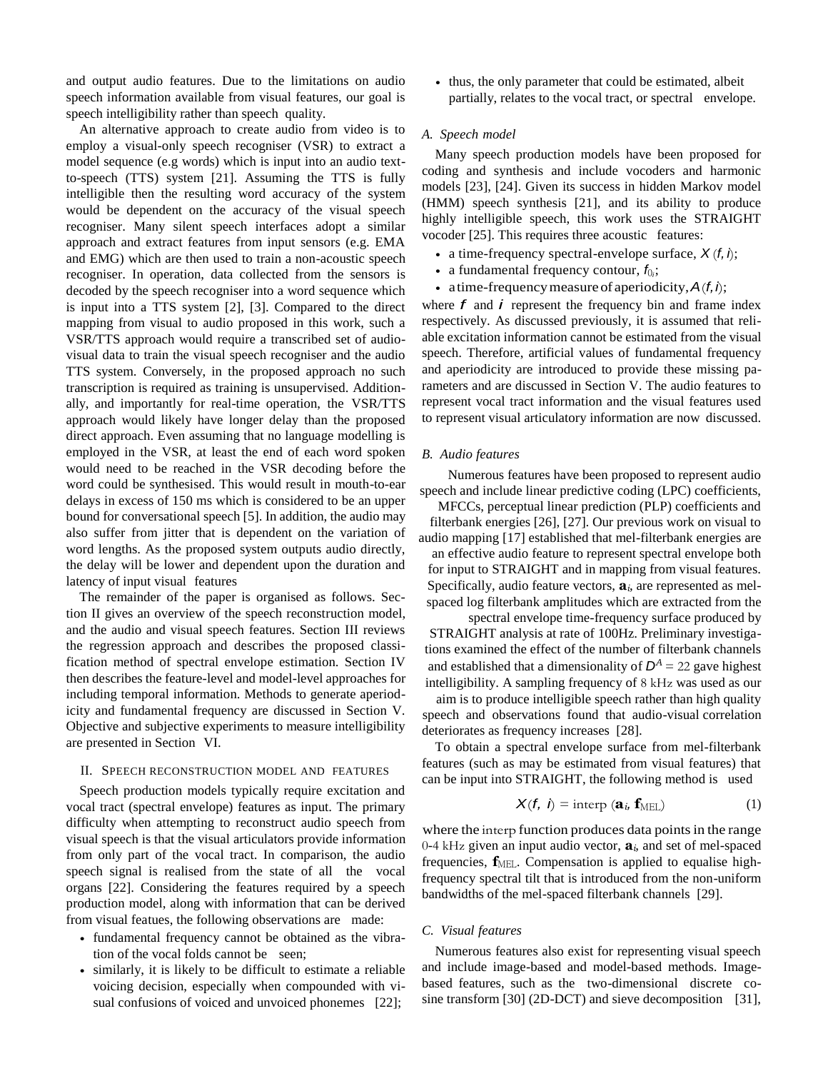and output audio features. Due to the limitations on audio speech information available from visual features, our goal is speech intelligibility rather than speech quality.

An alternative approach to create audio from video is to employ a visual-only speech recogniser (VSR) to extract a model sequence (e.g words) which is input into an audio text-to-speech (TTS) system [21]. Assuming the TTS is fully intelligible then the resulting word accuracy of the system would be dependent on the accuracy of the visual speech recogniser. Many silent speech interfaces adopt a similar approach and extract features from input sensors (e.g. EMA and EMG) which are then used to train a non-acoustic speech recogniser. In operation, data collected from the sensors is decoded by the speech recogniser into a word sequence which is input into a TTS system [2], [3]. Compared to the direct mapping from visual to audio proposed in this work, such a VSR/TTS approach would require a transcribed set of audio-visual data to train the visual speech recogniser and the audio TTS system. Conversely, in the proposed approach no such transcription is required as training is unsupervised. Additionally, and importantly for real-time operation, the VSR/TTS approach would likely have longer delay than the proposed direct approach. Even assuming that no language modelling is employed in the VSR, at least the end of each word spoken would need to be reached in the VSR decoding before the word could be synthesised. This would result in mouth-to-ear delays in excess of 150 ms which is considered to be an upper bound for conversational speech [5]. In addition, the audio may also suffer from jitter that is dependent on the variation of word lengths. As the proposed system outputs audio directly, the delay will be lower and dependent upon the duration and latency of input visual features

The remainder of the paper is organised as follows. Section II gives an overview of the speech reconstruction model, and the audio and visual speech features. Section III reviews the regression approach and describes the proposed classification method of spectral envelope estimation. Section IV then describes the feature-level and model-level approaches for including temporal information. Methods to generate aperiodicity and fundamental frequency are discussed in Section V. Objective and subjective experiments to measure intelligibility are presented in Section VI.

## II. Speech Reconstruction Model and Features

Speech production models typically require excitation and vocal tract (spectral envelope) features as input. The primary difficulty when attempting to reconstruct audio speech from visual speech is that the visual articulators provide information from only part of the vocal tract. In comparison, the audio speech signal is realised from the state of all the vocal organs [22]. Considering the features required by a speech production model, along with information that can be derived from visual featues, the following observations are made:

- fundamental frequency cannot be obtained as the vibration of the vocal folds cannot be seen;
- similarly, it is likely to be difficult to estimate a reliable voicing decision, especially when compounded with visual confusions of voiced and unvoiced phonemes [22];
- thus, the only parameter that could be estimated, albeit partially, relates to the vocal tract, or spectral envelope.

### A. Speech model

Many speech production models have been proposed for coding and synthesis and include vocoders and harmonic models [23], [24]. Given its success in hidden Markov model (HMM) speech synthesis [21], and its ability to produce highly intelligible speech, this work uses the STRAIGHT vocoder [25]. This requires three acoustic features:

- a time-frequency spectral-envelope surface, $X(f, i)$;
- a fundamental frequency contour, $f_{0_i}$;
- a time-frequency measure of aperiodicity, $A(f, i)$;

where $f$ and $i$ represent the frequency bin and frame index respectively. As discussed previously, it is assumed that reliable excitation information cannot be estimated from the visual speech. Therefore, artificial values of fundamental frequency and aperiodicity are introduced to provide these missing parameters and are discussed in Section V. The audio features to represent vocal tract information and the visual features used to represent visual articulatory information are now discussed.

### B. Audio features

Numerous features have been proposed to represent audio speech and include linear predictive coding (LPC) coefficients, MFCCs, perceptual linear prediction (PLP) coefficients and filterbank energies [26], [27]. Our previous work on visual to audio mapping [17] established that mel-filterbank energies are an effective audio feature to represent spectral envelope both for input to STRAIGHT and in mapping from visual features. Specifically, audio feature vectors, $\mathbf{a}_i$, are represented as mel-spaced log filterbank amplitudes which are extracted from the spectral envelope time-frequency surface produced by STRAIGHT analysis at rate of 100Hz. Preliminary investigations examined the effect of the number of filterbank channels and established that a dimensionality of $D^A = 22$ gave highest intelligibility. A sampling frequency of 8 kHz was used as our aim is to produce intelligible speech rather than high quality speech and observations found that audio-visual correlation deteriorates as frequency increases [28].

To obtain a spectral envelope surface from mel-filterbank features (such as may be estimated from visual features) that can be input into STRAIGHT, the following method is used

$$X(f, i) = \text{interp}(\mathbf{a}_i, \mathbf{f}_{\text{MEL}}) \tag{1}$$

where the interp function produces data points in the range 0-4 kHz given an input audio vector, $\mathbf{a}_i$, and set of mel-spaced frequencies, $\mathbf{f}_{\text{MEL}}$. Compensation is applied to equalise high-frequency spectral tilt that is introduced from the non-uniform bandwidths of the mel-spaced filterbank channels [29].

### C. Visual features

Numerous features also exist for representing visual speech and include image-based and model-based methods. Image-based features, such as the two-dimensional discrete cosine transform [30] (2D-DCT) and sieve decomposition [31],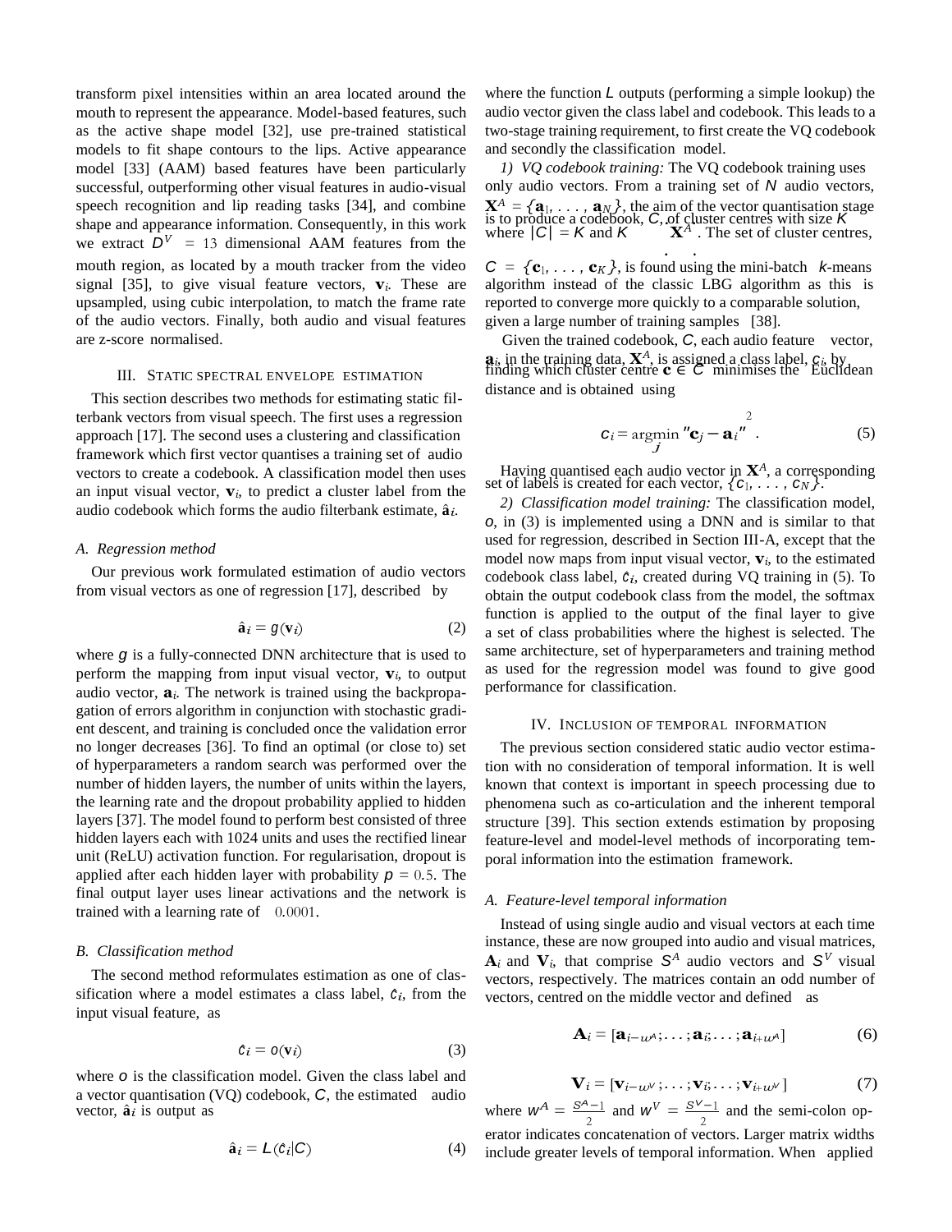transform pixel intensities within an area located around the mouth to represent the appearance. Model-based features, such as the active shape model [32], use pre-trained statistical models to fit shape contours to the lips. Active appearance model [33] (AAM) based features have been particularly successful, outperforming other visual features in audio-visual speech recognition and lip reading tasks [34], and combine shape and appearance information. Consequently, in this work we extract $D^V = 13$ dimensional AAM features from the mouth region, as located by a mouth tracker from the video signal [35], to give visual feature vectors, $\mathbf{v}_i$. These are upsampled, using cubic interpolation, to match the frame rate of the audio vectors. Finally, both audio and visual features are z-score normalised.

## III. Static spectral envelope estimation

This section describes two methods for estimating static filterbank vectors from visual speech. The first uses a regression approach [17]. The second uses a clustering and classification framework which first vector quantises a training set of audio vectors to create a codebook. A classification model then uses an input visual vector, $\mathbf{v}_i$, to predict a cluster label from the audio codebook which forms the audio filterbank estimate, $\hat{\mathbf{a}}_i$.

### A. Regression method

Our previous work formulated estimation of audio vectors from visual vectors as one of regression [17], described by

$$\hat{\mathbf{a}}_i = g(\mathbf{v}_i) \tag{2}$$

where $g$ is a fully-connected DNN architecture that is used to perform the mapping from input visual vector, $\mathbf{v}_i$, to output audio vector, $\mathbf{a}_i$. The network is trained using the backpropagation of errors algorithm in conjunction with stochastic gradient descent, and training is concluded once the validation error no longer decreases [36]. To find an optimal (or close to) set of hyperparameters a random search was performed over the number of hidden layers, the number of units within the layers, the learning rate and the dropout probability applied to hidden layers [37]. The model found to perform best consisted of three hidden layers each with 1024 units and uses the rectified linear unit (ReLU) activation function. For regularisation, dropout is applied after each hidden layer with probability $p = 0.5$. The final output layer uses linear activations and the network is trained with a learning rate of $0.0001$.

### B. Classification method

The second method reformulates estimation as one of classification where a model estimates a class label, $\hat{c}_i$, from the input visual feature, as

$$\hat{c}_i = o(\mathbf{v}_i) \tag{3}$$

where $o$ is the classification model. Given the class label and a vector quantisation (VQ) codebook, $C$, the estimated audio vector, $\hat{\mathbf{a}}_i$ is output as

$$\hat{\mathbf{a}}_i = L(\hat{c}_i|C) \tag{4}$$

where the function $L$ outputs (performing a simple lookup) the audio vector given the class label and codebook. This leads to a two-stage training requirement, to first create the VQ codebook and secondly the classification model.

*1) VQ codebook training:* The VQ codebook training uses only audio vectors. From a training set of $N$ audio vectors, $\mathbf{X}^A = \{\mathbf{a}_1, \ldots, \mathbf{a}_N\}$, the aim of the vector quantisation stage is to produce a codebook, $C$, of cluster centres with size $K$ where $|C| = K$ and $K \ll |\mathbf{X}^A|$. The set of cluster centres, $C = \{\mathbf{c}_1, \ldots, \mathbf{c}_K\}$, is found using the mini-batch $k$-means algorithm instead of the classic LBG algorithm as this is reported to converge more quickly to a comparable solution, given a large number of training samples [38].

Given the trained codebook, $C$, each audio feature vector, $\mathbf{a}_i$, in the training data, $\mathbf{X}^A$, is assigned a class label, $c_i$, by finding which cluster centre $\mathbf{c} \in C$ minimises the Euclidean distance and is obtained using

$$c_i = \underset{j}{\operatorname{argmin}} \|\mathbf{c}_j - \mathbf{a}_i\|^2 . \tag{5}$$

Having quantised each audio vector in $\mathbf{X}^A$, a corresponding set of labels is created for each vector, $\{c_1, \ldots, c_N\}$.

*2) Classification model training:* The classification model, $o$, in (3) is implemented using a DNN and is similar to that used for regression, described in Section III-A, except that the model now maps from input visual vector, $\mathbf{v}_i$, to the estimated codebook class label, $\hat{c}_i$, created during VQ training in (5). To obtain the output codebook class from the model, the softmax function is applied to the output of the final layer to give a set of class probabilities where the highest is selected. The same architecture, set of hyperparameters and training method as used for the regression model was found to give good performance for classification.

## IV. Inclusion of temporal information

The previous section considered static audio vector estimation with no consideration of temporal information. It is well known that context is important in speech processing due to phenomena such as co-articulation and the inherent temporal structure [39]. This section extends estimation by proposing feature-level and model-level methods of incorporating temporal information into the estimation framework.

### A. Feature-level temporal information

Instead of using single audio and visual vectors at each time instance, these are now grouped into audio and visual matrices, $\mathbf{A}_i$ and $\mathbf{V}_i$, that comprise $S^A$ audio vectors and $S^V$ visual vectors, respectively. The matrices contain an odd number of vectors, centred on the middle vector and defined as

$$\mathbf{A}_i = [\mathbf{a}_{i-w^A}; \ldots; \mathbf{a}_i; \ldots; \mathbf{a}_{i+w^A}] \tag{6}$$

$$\mathbf{V}_i = [\mathbf{v}_{i-w^V}; \ldots; \mathbf{v}_i; \ldots; \mathbf{v}_{i+w^V}] \tag{7}$$

where $w^A = \frac{S^A-1}{2}$ and $w^V = \frac{S^V-1}{2}$ and the semi-colon operator indicates concatenation of vectors. Larger matrix widths include greater levels of temporal information. When applied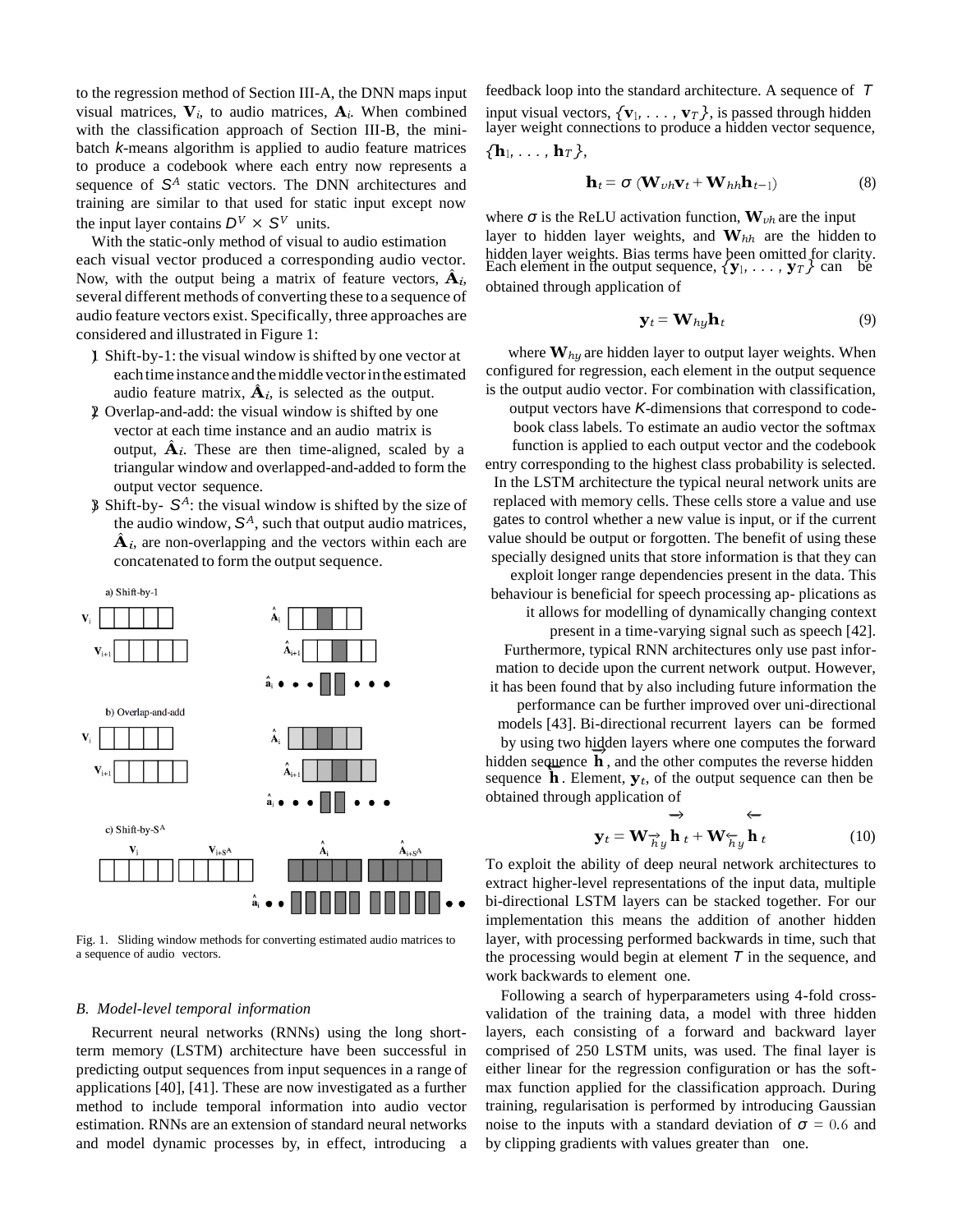to the regression method of Section III-A, the DNN maps input visual matrices, $\mathbf{V}_i$, to audio matrices, $\mathbf{A}_i$. When combined with the classification approach of Section III-B, the mini-batch $k$-means algorithm is applied to audio feature matrices to produce a codebook where each entry now represents a sequence of $S^A$ static vectors. The DNN architectures and training are similar to that used for static input except now the input layer contains $D^V \times S^V$ units.

With the static-only method of visual to audio estimation each visual vector produced a corresponding audio vector. Now, with the output being a matrix of feature vectors, $\hat{\mathbf{A}}_i$, several different methods of converting these to a sequence of audio feature vectors exist. Specifically, three approaches are considered and illustrated in Figure 1:

1) Shift-by-1: the visual window is shifted by one vector at each time instance and the middle vector in the estimated audio feature matrix, $\hat{\mathbf{A}}_i$, is selected as the output.
2) Overlap-and-add: the visual window is shifted by one vector at each time instance and an audio matrix is output, $\hat{\mathbf{A}}_i$. These are then time-aligned, scaled by a triangular window and overlapped-and-added to form the output vector sequence.
3) Shift-by- $S^A$: the visual window is shifted by the size of the audio window, $S^A$, such that output audio matrices, $\hat{\mathbf{A}}_i$, are non-overlapping and the vectors within each are concatenated to form the output sequence.

Fig. 1. Sliding window methods for converting estimated audio matrices to a sequence of audio vectors.

## B. Model-level temporal information

Recurrent neural networks (RNNs) using the long short-term memory (LSTM) architecture have been successful in predicting output sequences from input sequences in a range of applications [40], [41]. These are now investigated as a further method to include temporal information into audio vector estimation. RNNs are an extension of standard neural networks and model dynamic processes by, in effect, introducing a feedback loop into the standard architecture. A sequence of $T$ input visual vectors, $\{\mathbf{v}_1, \ldots, \mathbf{v}_T\}$, is passed through hidden layer weight connections to produce a hidden vector sequence, $\{\mathbf{h}_1, \ldots, \mathbf{h}_T\}$,

$$\mathbf{h}_t = \sigma\left(\mathbf{W}_{vh}\mathbf{v}_t + \mathbf{W}_{hh}\mathbf{h}_{t-1}\right) \tag{8}$$

where $\sigma$ is the ReLU activation function, $\mathbf{W}_{vh}$ are the input layer to hidden layer weights, and $\mathbf{W}_{hh}$ are the hidden to hidden layer weights. Bias terms have been omitted for clarity. Each element in the output sequence, $\{\mathbf{y}_1, \ldots, \mathbf{y}_T\}$ can be obtained through application of

$$\mathbf{y}_t = \mathbf{W}_{hy}\mathbf{h}_t \tag{9}$$

where $\mathbf{W}_{hy}$ are hidden layer to output layer weights. When configured for regression, each element in the output sequence is the output audio vector. For combination with classification, output vectors have $K$-dimensions that correspond to codebook class labels. To estimate an audio vector the softmax function is applied to each output vector and the codebook entry corresponding to the highest class probability is selected. In the LSTM architecture the typical neural network units are replaced with memory cells. These cells store a value and use gates to control whether a new value is input, or if the current value should be output or forgotten. The benefit of using these specially designed units that store information is that they can exploit longer range dependencies present in the data. This behaviour is beneficial for speech processing ap- plications as it allows for modelling of dynamically changing context present in a time-varying signal such as speech [42].

Furthermore, typical RNN architectures only use past information to decide upon the current network output. However, it has been found that by also including future information the performance can be further improved over uni-directional models [43]. Bi-directional recurrent layers can be formed by using two hidden layers where one computes the forward hidden sequence $\overrightarrow{\mathbf{h}}$, and the other computes the reverse hidden sequence $\overleftarrow{\mathbf{h}}$. Element, $\mathbf{y}_t$, of the output sequence can then be obtained through application of

$$\mathbf{y}_t = \mathbf{W}_{\overrightarrow{h}y}\overrightarrow{\mathbf{h}}_t + \mathbf{W}_{\overleftarrow{h}y}\overleftarrow{\mathbf{h}}_t \tag{10}$$

To exploit the ability of deep neural network architectures to extract higher-level representations of the input data, multiple bi-directional LSTM layers can be stacked together. For our implementation this means the addition of another hidden layer, with processing performed backwards in time, such that the processing would begin at element $T$ in the sequence, and work backwards to element one.

Following a search of hyperparameters using 4-fold cross-validation of the training data, a model with three hidden layers, each consisting of a forward and backward layer comprised of 250 LSTM units, was used. The final layer is either linear for the regression configuration or has the softmax function applied for the classification approach. During training, regularisation is performed by introducing Gaussian noise to the inputs with a standard deviation of $\sigma = 0.6$ and by clipping gradients with values greater than one.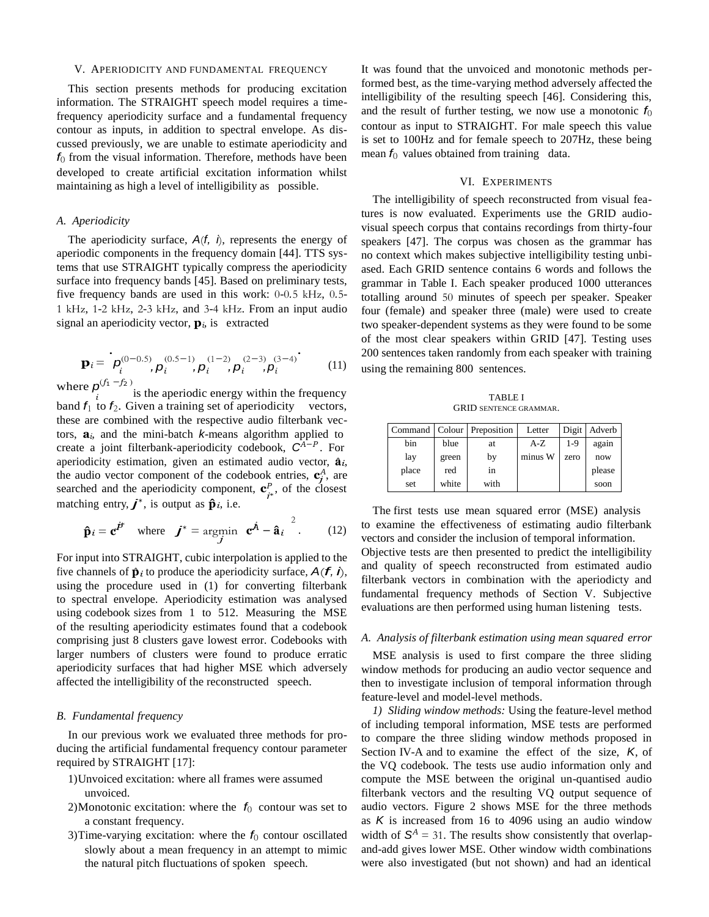## V. Aperiodicity and Fundamental Frequency

This section presents methods for producing excitation information. The STRAIGHT speech model requires a time-frequency aperiodicity surface and a fundamental frequency contour as inputs, in addition to spectral envelope. As discussed previously, we are unable to estimate aperiodicity and $f_0$ from the visual information. Therefore, methods have been developed to create artificial excitation information whilst maintaining as high a level of intelligibility as possible.

### A. Aperiodicity

The aperiodicity surface, $A(f, i)$, represents the energy of aperiodic components in the frequency domain [44]. TTS systems that use STRAIGHT typically compress the aperiodicity surface into frequency bands [45]. Based on preliminary tests, five frequency bands are used in this work: 0-0.5 kHz, 0.5-1 kHz, 1-2 kHz, 2-3 kHz, and 3-4 kHz. From an input audio signal an aperiodicity vector, $\mathbf{p}_i$, is extracted

$$\mathbf{p}_i = \left[ p_i^{(0-0.5)}, p_i^{(0.5-1)}, p_i^{(1-2)}, p_i^{(2-3)}, p_i^{(3-4)} \right] \tag{11}$$

where $p_i^{(f_1-f_2)}$ is the aperiodic energy within the frequency band $f_1$ to $f_2$. Given a training set of aperiodicity vectors, these are combined with the respective audio filterbank vectors, $\mathbf{a}_i$, and the mini-batch $k$-means algorithm applied to create a joint filterbank-aperiodicity codebook, $C^{A-P}$. For aperiodicity estimation, given an estimated audio vector, $\hat{\mathbf{a}}_i$, the audio vector component of the codebook entries, $\mathbf{c}_j^A$, are searched and the aperiodicity component, $\mathbf{c}_{j^*}^P$, of the closest matching entry, $j^*$, is output as $\hat{\mathbf{p}}_i$, i.e.

$$\hat{\mathbf{p}}_i = \mathbf{c}_{j^*}^P \quad \text{where} \quad j^* = \underset{j}{\arg\min} \left\| \mathbf{c}_j^A - \hat{\mathbf{a}}_i \right\|^2. \tag{12}$$

For input into STRAIGHT, cubic interpolation is applied to the five channels of $\hat{\mathbf{p}}_i$ to produce the aperiodicity surface, $A(f, i)$, using the procedure used in (1) for converting filterbank to spectral envelope. Aperiodicity estimation was analysed using codebook sizes from 1 to 512. Measuring the MSE of the resulting aperiodicity estimates found that a codebook comprising just 8 clusters gave lowest error. Codebooks with larger numbers of clusters were found to produce erratic aperiodicity surfaces that had higher MSE which adversely affected the intelligibility of the reconstructed speech.

### B. Fundamental frequency

In our previous work we evaluated three methods for producing the artificial fundamental frequency contour parameter required by STRAIGHT [17]:

1) Unvoiced excitation: where all frames were assumed unvoiced.
2) Monotonic excitation: where the $f_0$ contour was set to a constant frequency.
3) Time-varying excitation: where the $f_0$ contour oscillated slowly about a mean frequency in an attempt to mimic the natural pitch fluctuations of spoken speech.

It was found that the unvoiced and monotonic methods performed best, as the time-varying method adversely affected the intelligibility of the resulting speech [46]. Considering this, and the result of further testing, we now use a monotonic $f_0$ contour as input to STRAIGHT. For male speech this value is set to 100Hz and for female speech to 207Hz, these being mean $f_0$ values obtained from training data.

## VI. Experiments

The intelligibility of speech reconstructed from visual features is now evaluated. Experiments use the GRID audio-visual speech corpus that contains recordings from thirty-four speakers [47]. The corpus was chosen as the grammar has no context which makes subjective intelligibility testing unbiased. Each GRID sentence contains 6 words and follows the grammar in Table I. Each speaker produced 1000 utterances totalling around 50 minutes of speech per speaker. Speaker four (female) and speaker three (male) were used to create two speaker-dependent systems as they were found to be some of the most clear speakers within GRID [47]. Testing uses 200 sentences taken randomly from each speaker with training using the remaining 800 sentences.

TABLE I
GRID sentence grammar.

| Command | Colour | Preposition | Letter | Digit | Adverb |
|---|---|---|---|---|---|
| bin | blue | at | A-Z | 1-9 | again |
| lay | green | by | minus W | zero | now |
| place | red | in | | | please |
| set | white | with | | | soon |

The first tests use mean squared error (MSE) analysis to examine the effectiveness of estimating audio filterbank vectors and consider the inclusion of temporal information. Objective tests are then presented to predict the intelligibility and quality of speech reconstructed from estimated audio filterbank vectors in combination with the aperiodicty and fundamental frequency methods of Section V. Subjective evaluations are then performed using human listening tests.

### A. Analysis of filterbank estimation using mean squared error

MSE analysis is used to first compare the three sliding window methods for producing an audio vector sequence and then to investigate inclusion of temporal information through feature-level and model-level methods.

*1) Sliding window methods:* Using the feature-level method of including temporal information, MSE tests are performed to compare the three sliding window methods proposed in Section IV-A and to examine the effect of the size, $K$, of the VQ codebook. The tests use audio information only and compute the MSE between the original un-quantised audio filterbank vectors and the resulting VQ output sequence of audio vectors. Figure 2 shows MSE for the three methods as $K$ is increased from 16 to 4096 using an audio window width of $S^A = 31$. The results show consistently that overlap-and-add gives lower MSE. Other window width combinations were also investigated (but not shown) and had an identical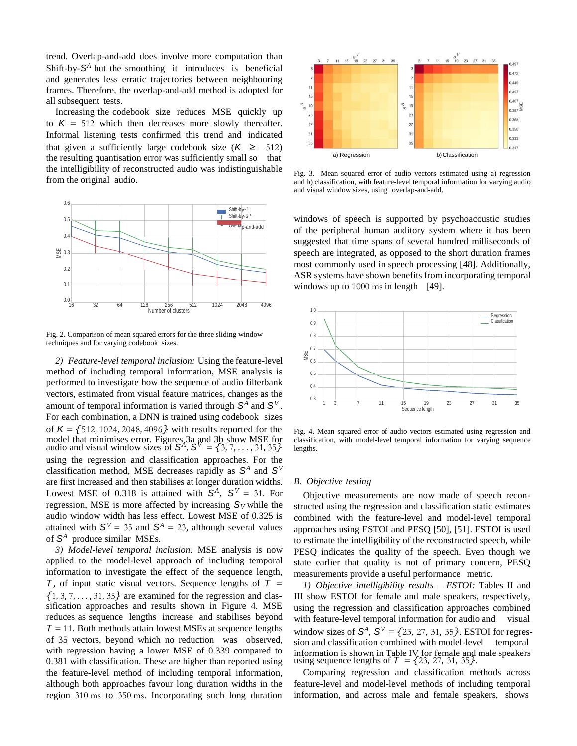trend. Overlap-and-add does involve more computation than Shift-by-$S^A$ but the smoothing it introduces is beneficial and generates less erratic trajectories between neighbouring frames. Therefore, the overlap-and-add method is adopted for all subsequent tests.

Increasing the codebook size reduces MSE quickly up to $K = 512$ which then decreases more slowly thereafter. Informal listening tests confirmed this trend and indicated that given a sufficiently large codebook size ($K \geq 512$) the resulting quantisation error was sufficiently small so that the intelligibility of reconstructed audio was indistinguishable from the original audio.

Fig. 2. Comparison of mean squared errors for the three sliding window techniques and for varying codebook sizes.

*2) Feature-level temporal inclusion:* Using the feature-level method of including temporal information, MSE analysis is performed to investigate how the sequence of audio filterbank vectors, estimated from visual feature matrices, changes as the amount of temporal information is varied through $S^A$ and $S^V$. For each combination, a DNN is trained using codebook sizes of $K = \{512, 1024, 2048, 4096\}$ with results reported for the model that minimises error. Figures 3a and 3b show MSE for audio and visual window sizes of $S^A, S^V = \{3, 7, \ldots, 31, 35\}$ using the regression and classification approaches. For the classification method, MSE decreases rapidly as $S^A$ and $S^V$ are first increased and then stabilises at longer duration widths. Lowest MSE of 0.318 is attained with $S^A$, $S^V = 31$. For regression, MSE is more affected by increasing $S_V$ while the audio window width has less effect. Lowest MSE of 0.325 is attained with $S^V = 35$ and $S^A = 23$, although several values of $S^A$ produce similar MSEs.

*3) Model-level temporal inclusion:* MSE analysis is now applied to the model-level approach of including temporal information to investigate the effect of the sequence length, $T$, of input static visual vectors. Sequence lengths of $T = \{1, 3, 7, \ldots, 31, 35\}$ are examined for the regression and classification approaches and results shown in Figure 4. MSE reduces as sequence lengths increase and stabilises beyond $T = 11$. Both methods attain lowest MSEs at sequence lengths of 35 vectors, beyond which no reduction was observed, with regression having a lower MSE of 0.339 compared to 0.381 with classification. These are higher than reported using the feature-level method of including temporal information, although both approaches favour long duration widths in the region 310 ms to 350 ms. Incorporating such long duration windows of speech is supported by psychoacoustic studies of the peripheral human auditory system where it has been suggested that time spans of several hundred milliseconds of speech are integrated, as opposed to the short duration frames most commonly used in speech processing [48]. Additionally, ASR systems have shown benefits from incorporating temporal windows up to 1000 ms in length [49].

Fig. 3. Mean squared error of audio vectors estimated using a) regression and b) classification, with feature-level temporal information for varying audio and visual window sizes, using overlap-and-add.

Fig. 4. Mean squared error of audio vectors estimated using regression and classification, with model-level temporal information for varying sequence lengths.

## B. Objective testing

Objective measurements are now made of speech reconstructed using the regression and classification static estimates combined with the feature-level and model-level temporal approaches using ESTOI and PESQ [50], [51]. ESTOI is used to estimate the intelligibility of the reconstructed speech, while PESQ indicates the quality of the speech. Even though we state earlier that quality is not of primary concern, PESQ measurements provide a useful performance metric.

*1) Objective intelligibility results – ESTOI:* Tables II and III show ESTOI for female and male speakers, respectively, using the regression and classification approaches combined with feature-level temporal information for audio and visual window sizes of $S^A$, $S^V = \{23, 27, 31, 35\}$. ESTOI for regression and classification combined with model-level temporal information is shown in Table IV for female and male speakers using sequence lengths of $T = \{23, 27, 31, 35\}$.

Comparing regression and classification methods across feature-level and model-level methods of including temporal information, and across male and female speakers, shows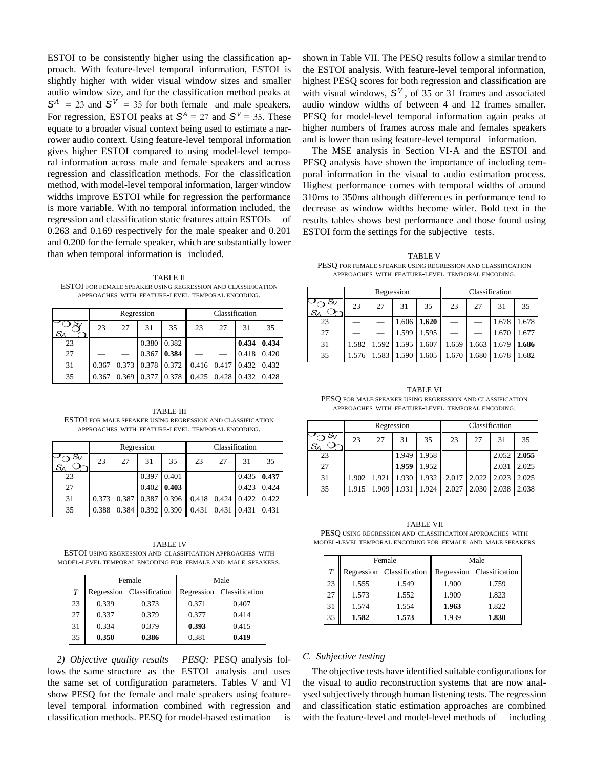ESTOI to be consistently higher using the classification approach. With feature-level temporal information, ESTOI is slightly higher with wider visual window sizes and smaller audio window size, and for the classification method peaks at $S^A$ = 23 and $S^V$ = 35 for both female and male speakers. For regression, ESTOI peaks at $S^A = 27$ and $S^V = 35$. These equate to a broader visual context being used to estimate a narrower audio context. Using feature-level temporal information gives higher ESTOI compared to using model-level temporal information across male and female speakers and across regression and classification methods. For the classification method, with model-level temporal information, larger window widths improve ESTOI while for regression the performance is more variable. With no temporal information included, the regression and classification static features attain ESTOIs of 0.263 and 0.169 respectively for the male speaker and 0.201 and 0.200 for the female speaker, which are substantially lower than when temporal information is included.

TABLE II
ESTOI FOR FEMALE SPEAKER USING REGRESSION AND CLASSIFICATION APPROACHES WITH FEATURE-LEVEL TEMPORAL ENCODING.

| $S_A$ \ $S_V$ | Regression | | | | Classification | | | |
|---|---|---|---|---|---|---|---|---|
| | 23 | 27 | 31 | 35 | 23 | 27 | 31 | 35 |
| 23 | — | — | 0.380 | 0.382 | — | — | **0.434** | **0.434** |
| 27 | — | — | 0.367 | **0.384** | — | — | 0.418 | 0.420 |
| 31 | 0.367 | 0.373 | 0.378 | 0.372 | 0.416 | 0.417 | 0.432 | 0.432 |
| 35 | 0.367 | 0.369 | 0.377 | 0.378 | 0.425 | 0.428 | 0.432 | 0.428 |

TABLE III
ESTOI FOR MALE SPEAKER USING REGRESSION AND CLASSIFICATION APPROACHES WITH FEATURE-LEVEL TEMPORAL ENCODING.

| $S_A$ \ $S_V$ | Regression | | | | Classification | | | |
|---|---|---|---|---|---|---|---|---|
| | 23 | 27 | 31 | 35 | 23 | 27 | 31 | 35 |
| 23 | — | — | 0.397 | 0.401 | — | — | 0.435 | **0.437** |
| 27 | — | — | 0.402 | **0.403** | — | — | 0.423 | 0.424 |
| 31 | 0.373 | 0.387 | 0.387 | 0.396 | 0.418 | 0.424 | 0.422 | 0.422 |
| 35 | 0.388 | 0.384 | 0.392 | 0.390 | 0.431 | 0.431 | 0.431 | 0.431 |

TABLE IV
ESTOI USING REGRESSION AND CLASSIFICATION APPROACHES WITH MODEL-LEVEL TEMPORAL ENCODING FOR FEMALE AND MALE SPEAKERS.

| | Female | | Male | |
|---|---|---|---|---|
| $T$ | Regression | Classification | Regression | Classification |
| 23 | 0.339 | 0.373 | 0.371 | 0.407 |
| 27 | 0.337 | 0.379 | 0.377 | 0.414 |
| 31 | 0.334 | 0.379 | **0.393** | 0.415 |
| 35 | **0.350** | **0.386** | 0.381 | **0.419** |

*2) Objective quality results – PESQ:* PESQ analysis follows the same structure as the ESTOI analysis and uses the same set of configuration parameters. Tables V and VI show PESQ for the female and male speakers using feature-level temporal information combined with regression and classification methods. PESQ for model-based estimation is shown in Table VII. The PESQ results follow a similar trend to the ESTOI analysis. With feature-level temporal information, highest PESQ scores for both regression and classification are with visual windows, $S^V$, of 35 or 31 frames and associated audio window widths of between 4 and 12 frames smaller. PESQ for model-level temporal information again peaks at higher numbers of frames across male and females speakers and is lower than using feature-level temporal information.

The MSE analysis in Section VI-A and the ESTOI and PESQ analysis have shown the importance of including temporal information in the visual to audio estimation process. Highest performance comes with temporal widths of around 310ms to 350ms although differences in performance tend to decrease as window widths become wider. Bold text in the results tables shows best performance and those found using ESTOI form the settings for the subjective tests.

TABLE V
PESQ FOR FEMALE SPEAKER USING REGRESSION AND CLASSIFICATION APPROACHES WITH FEATURE-LEVEL TEMPORAL ENCODING.

| $S_A$ \ $S_V$ | Regression | | | | Classification | | | |
|---|---|---|---|---|---|---|---|---|
| | 23 | 27 | 31 | 35 | 23 | 27 | 31 | 35 |
| 23 | — | — | 1.606 | **1.620** | — | — | 1.678 | 1.678 |
| 27 | — | — | 1.599 | 1.595 | — | — | 1.670 | 1.677 |
| 31 | 1.582 | 1.592 | 1.595 | 1.607 | 1.659 | 1.663 | 1.679 | **1.686** |
| 35 | 1.576 | 1.583 | 1.590 | 1.605 | 1.670 | 1.680 | 1.678 | 1.682 |

TABLE VI
PESQ FOR MALE SPEAKER USING REGRESSION AND CLASSIFICATION APPROACHES WITH FEATURE-LEVEL TEMPORAL ENCODING.

| $S_A$ \ $S_V$ | Regression | | | | Classification | | | |
|---|---|---|---|---|---|---|---|---|
| | 23 | 27 | 31 | 35 | 23 | 27 | 31 | 35 |
| 23 | — | — | 1.949 | 1.958 | — | — | 2.052 | **2.055** |
| 27 | — | — | **1.959** | 1.952 | — | — | 2.031 | 2.025 |
| 31 | 1.902 | 1.921 | 1.930 | 1.932 | 2.017 | 2.022 | 2.023 | 2.025 |
| 35 | 1.915 | 1.909 | 1.931 | 1.924 | 2.027 | 2.030 | 2.038 | 2.038 |

TABLE VII
PESQ USING REGRESSION AND CLASSIFICATION APPROACHES WITH MODEL-LEVEL TEMPORAL ENCODING FOR FEMALE AND MALE SPEAKERS

| | Female | | Male | |
|---|---|---|---|---|
| $T$ | Regression | Classification | Regression | Classification |
| 23 | 1.555 | 1.549 | 1.900 | 1.759 |
| 27 | 1.573 | 1.552 | 1.909 | 1.823 |
| 31 | 1.574 | 1.554 | **1.963** | 1.822 |
| 35 | **1.582** | **1.573** | 1.939 | **1.830** |

### C. Subjective testing

The objective tests have identified suitable configurations for the visual to audio reconstruction systems that are now analysed subjectively through human listening tests. The regression and classification static estimation approaches are combined with the feature-level and model-level methods of including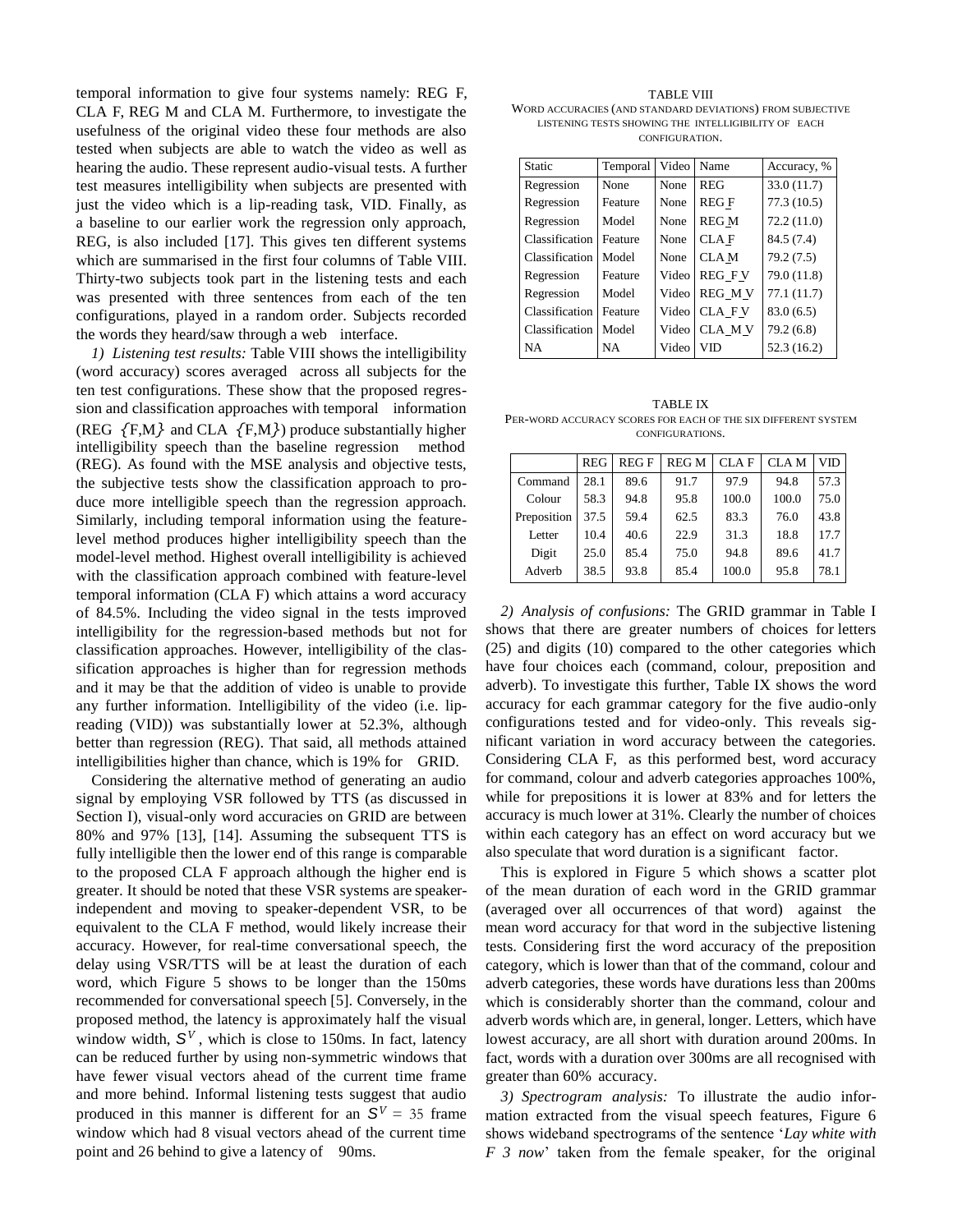temporal information to give four systems namely: REG F, CLA F, REG M and CLA M. Furthermore, to investigate the usefulness of the original video these four methods are also tested when subjects are able to watch the video as well as hearing the audio. These represent audio-visual tests. A further test measures intelligibility when subjects are presented with just the video which is a lip-reading task, VID. Finally, as a baseline to our earlier work the regression only approach, REG, is also included [17]. This gives ten different systems which are summarised in the first four columns of Table VIII. Thirty-two subjects took part in the listening tests and each was presented with three sentences from each of the ten configurations, played in a random order. Subjects recorded the words they heard/saw through a web interface.

*1) Listening test results:* Table VIII shows the intelligibility (word accuracy) scores averaged across all subjects for the ten test configurations. These show that the proposed regression and classification approaches with temporal information (REG {F,M} and CLA {F,M}) produce substantially higher intelligibility speech than the baseline regression method (REG). As found with the MSE analysis and objective tests, the subjective tests show the classification approach to produce more intelligible speech than the regression approach. Similarly, including temporal information using the feature-level method produces higher intelligibility speech than the model-level method. Highest overall intelligibility is achieved with the classification approach combined with feature-level temporal information (CLA F) which attains a word accuracy of 84.5%. Including the video signal in the tests improved intelligibility for the regression-based methods but not for classification approaches. However, intelligibility of the classification approaches is higher than for regression methods and it may be that the addition of video is unable to provide any further information. Intelligibility of the video (i.e. lip-reading (VID)) was substantially lower at 52.3%, although better than regression (REG). That said, all methods attained intelligibilities higher than chance, which is 19% for GRID.

Considering the alternative method of generating an audio signal by employing VSR followed by TTS (as discussed in Section I), visual-only word accuracies on GRID are between 80% and 97% [13], [14]. Assuming the subsequent TTS is fully intelligible then the lower end of this range is comparable to the proposed CLA F approach although the higher end is greater. It should be noted that these VSR systems are speaker-independent and moving to speaker-dependent VSR, to be equivalent to the CLA F method, would likely increase their accuracy. However, for real-time conversational speech, the delay using VSR/TTS will be at least the duration of each word, which Figure 5 shows to be longer than the 150ms recommended for conversational speech [5]. Conversely, in the proposed method, the latency is approximately half the visual window width, $S^V$, which is close to 150ms. In fact, latency can be reduced further by using non-symmetric windows that have fewer visual vectors ahead of the current time frame and more behind. Informal listening tests suggest that audio produced in this manner is different for an $S^V = 35$ frame window which had 8 visual vectors ahead of the current time point and 26 behind to give a latency of 90ms.

TABLE VIII
WORD ACCURACIES (AND STANDARD DEVIATIONS) FROM SUBJECTIVE LISTENING TESTS SHOWING THE INTELLIGIBILITY OF EACH CONFIGURATION.

| Static | Temporal | Video | Name | Accuracy, % |
|---|---|---|---|---|
| Regression | None | None | REG | 33.0 (11.7) |
| Regression | Feature | None | REG F | 77.3 (10.5) |
| Regression | Model | None | REG M | 72.2 (11.0) |
| Classification | Feature | None | CLA F | 84.5 (7.4) |
| Classification | Model | None | CLA M | 79.2 (7.5) |
| Regression | Feature | Video | REG_F V | 79.0 (11.8) |
| Regression | Model | Video | REG_M V | 77.1 (11.7) |
| Classification | Feature | Video | CLA_F V | 83.0 (6.5) |
| Classification | Model | Video | CLA_M V | 79.2 (6.8) |
| NA | NA | Video | VID | 52.3 (16.2) |

TABLE IX
PER-WORD ACCURACY SCORES FOR EACH OF THE SIX DIFFERENT SYSTEM CONFIGURATIONS.

| | REG | REG F | REG M | CLA F | CLA M | VID |
|---|---|---|---|---|---|---|
| Command | 28.1 | 89.6 | 91.7 | 97.9 | 94.8 | 57.3 |
| Colour | 58.3 | 94.8 | 95.8 | 100.0 | 100.0 | 75.0 |
| Preposition | 37.5 | 59.4 | 62.5 | 83.3 | 76.0 | 43.8 |
| Letter | 10.4 | 40.6 | 22.9 | 31.3 | 18.8 | 17.7 |
| Digit | 25.0 | 85.4 | 75.0 | 94.8 | 89.6 | 41.7 |
| Adverb | 38.5 | 93.8 | 85.4 | 100.0 | 95.8 | 78.1 |

*2) Analysis of confusions:* The GRID grammar in Table I shows that there are greater numbers of choices for letters (25) and digits (10) compared to the other categories which have four choices each (command, colour, preposition and adverb). To investigate this further, Table IX shows the word accuracy for each grammar category for the five audio-only configurations tested and for video-only. This reveals significant variation in word accuracy between the categories. Considering CLA F, as this performed best, word accuracy for command, colour and adverb categories approaches 100%, while for prepositions it is lower at 83% and for letters the accuracy is much lower at 31%. Clearly the number of choices within each category has an effect on word accuracy but we also speculate that word duration is a significant factor.

This is explored in Figure 5 which shows a scatter plot of the mean duration of each word in the GRID grammar (averaged over all occurrences of that word) against the mean word accuracy for that word in the subjective listening tests. Considering first the word accuracy of the preposition category, which is lower than that of the command, colour and adverb categories, these words have durations less than 200ms which is considerably shorter than the command, colour and adverb words which are, in general, longer. Letters, which have lowest accuracy, are all short with duration around 200ms. In fact, words with a duration over 300ms are all recognised with greater than 60% accuracy.

*3) Spectrogram analysis:* To illustrate the audio information extracted from the visual speech features, Figure 6 shows wideband spectrograms of the sentence '*Lay white with F 3 now*' taken from the female speaker, for the original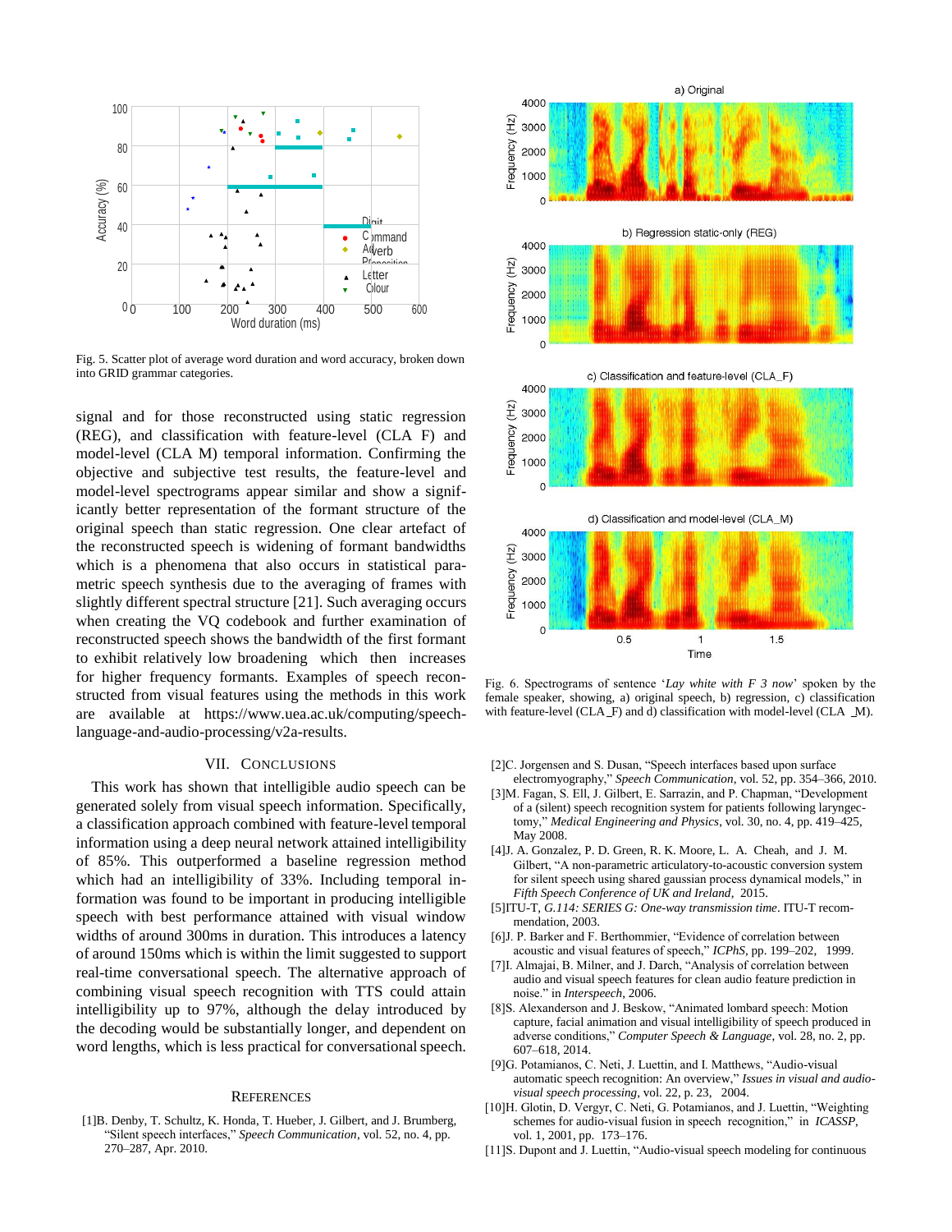Fig. 5. Scatter plot of average word duration and word accuracy, broken down into GRID grammar categories.

signal and for those reconstructed using static regression (REG), and classification with feature-level (CLA F) and model-level (CLA M) temporal information. Confirming the objective and subjective test results, the feature-level and model-level spectrograms appear similar and show a significantly better representation of the formant structure of the original speech than static regression. One clear artefact of the reconstructed speech is widening of formant bandwidths which is a phenomena that also occurs in statistical parametric speech synthesis due to the averaging of frames with slightly different spectral structure [21]. Such averaging occurs when creating the VQ codebook and further examination of reconstructed speech shows the bandwidth of the first formant to exhibit relatively low broadening which then increases for higher frequency formants. Examples of speech reconstructed from visual features using the methods in this work are available at https://www.uea.ac.uk/computing/speech-language-and-audio-processing/v2a-results.

## VII. Conclusions

This work has shown that intelligible audio speech can be generated solely from visual speech information. Specifically, a classification approach combined with feature-level temporal information using a deep neural network attained intelligibility of 85%. This outperformed a baseline regression method which had an intelligibility of 33%. Including temporal information was found to be important in producing intelligible speech with best performance attained with visual window widths of around 300ms in duration. This introduces a latency of around 150ms which is within the limit suggested to support real-time conversational speech. The alternative approach of combining visual speech recognition with TTS could attain intelligibility up to 97%, although the delay introduced by the decoding would be substantially longer, and dependent on word lengths, which is less practical for conversational speech.

Fig. 6. Spectrograms of sentence '*Lay white with F 3 now*' spoken by the female speaker, showing, a) original speech, b) regression, c) classification with feature-level (CLA_F) and d) classification with model-level (CLA_M).

## References

[1] B. Denby, T. Schultz, K. Honda, T. Hueber, J. Gilbert, and J. Brumberg, "Silent speech interfaces," *Speech Communication*, vol. 52, no. 4, pp. 270–287, Apr. 2010.

[2] C. Jorgensen and S. Dusan, "Speech interfaces based upon surface electromyography," *Speech Communication*, vol. 52, pp. 354–366, 2010.

[3] M. Fagan, S. Ell, J. Gilbert, E. Sarrazin, and P. Chapman, "Development of a (silent) speech recognition system for patients following laryngectomy," *Medical Engineering and Physics*, vol. 30, no. 4, pp. 419–425, May 2008.

[4] J. A. Gonzalez, P. D. Green, R. K. Moore, L. A. Cheah, and J. M. Gilbert, "A non-parametric articulatory-to-acoustic conversion system for silent speech using shared gaussian process dynamical models," in *Fifth Speech Conference of UK and Ireland*, 2015.

[5] ITU-T, *G.114: SERIES G: One-way transmission time*. ITU-T recommendation, 2003.

[6] J. P. Barker and F. Berthommier, "Evidence of correlation between acoustic and visual features of speech," *ICPhS*, pp. 199–202, 1999.

[7] I. Almajai, B. Milner, and J. Darch, "Analysis of correlation between audio and visual speech features for clean audio feature prediction in noise." in *Interspeech*, 2006.

[8] S. Alexanderson and J. Beskow, "Animated lombard speech: Motion capture, facial animation and visual intelligibility of speech produced in adverse conditions," *Computer Speech & Language*, vol. 28, no. 2, pp. 607–618, 2014.

[9] G. Potamianos, C. Neti, J. Luettin, and I. Matthews, "Audio-visual automatic speech recognition: An overview," *Issues in visual and audio-visual speech processing*, vol. 22, p. 23, 2004.

[10] H. Glotin, D. Vergyr, C. Neti, G. Potamianos, and J. Luettin, "Weighting schemes for audio-visual fusion in speech recognition," in *ICASSP*, vol. 1, 2001, pp. 173–176.

[11] S. Dupont and J. Luettin, "Audio-visual speech modeling for continuous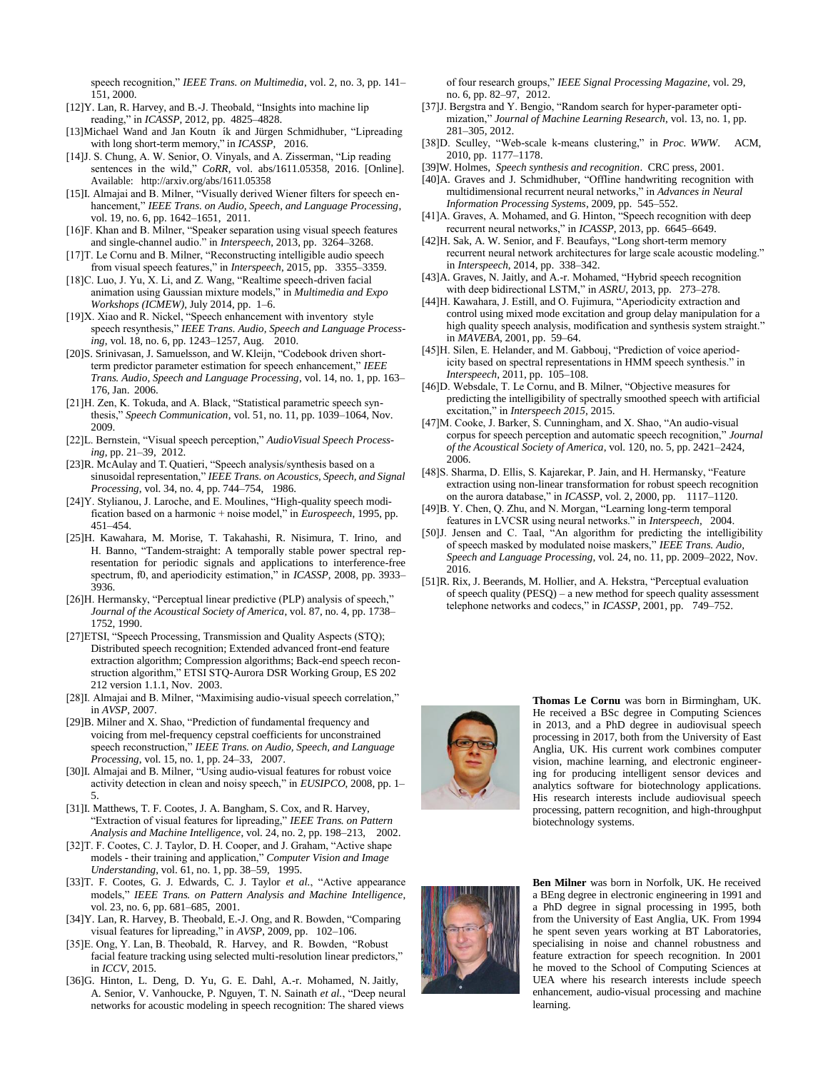speech recognition," *IEEE Trans. on Multimedia*, vol. 2, no. 3, pp. 141–151, 2000.

[12]Y. Lan, R. Harvey, and B.-J. Theobald, "Insights into machine lip reading," in *ICASSP*, 2012, pp. 4825–4828.

[13]Michael Wand and Jan Koutn ík and Jürgen Schmidhuber, "Lipreading with long short-term memory," in *ICASSP*, 2016.

[14]J. S. Chung, A. W. Senior, O. Vinyals, and A. Zisserman, "Lip reading sentences in the wild," *CoRR*, vol. abs/1611.05358, 2016. [Online]. Available: http://arxiv.org/abs/1611.05358

[15]I. Almajai and B. Milner, "Visually derived Wiener filters for speech enhancement," *IEEE Trans. on Audio, Speech, and Language Processing*, vol. 19, no. 6, pp. 1642–1651, 2011.

[16]F. Khan and B. Milner, "Speaker separation using visual speech features and single-channel audio." in *Interspeech*, 2013, pp. 3264–3268.

[17]T. Le Cornu and B. Milner, "Reconstructing intelligible audio speech from visual speech features," in *Interspeech*, 2015, pp. 3355–3359.

[18]C. Luo, J. Yu, X. Li, and Z. Wang, "Realtime speech-driven facial animation using Gaussian mixture models," in *Multimedia and Expo Workshops (ICMEW)*, July 2014, pp. 1–6.

[19]X. Xiao and R. Nickel, "Speech enhancement with inventory style speech resynthesis," *IEEE Trans. Audio, Speech and Language Processing*, vol. 18, no. 6, pp. 1243–1257, Aug. 2010.

[20]S. Srinivasan, J. Samuelsson, and W. Kleijn, "Codebook driven short-term predictor parameter estimation for speech enhancement," *IEEE Trans. Audio, Speech and Language Processing*, vol. 14, no. 1, pp. 163–176, Jan. 2006.

[21]H. Zen, K. Tokuda, and A. Black, "Statistical parametric speech synthesis," *Speech Communication*, vol. 51, no. 11, pp. 1039–1064, Nov. 2009.

[22]L. Bernstein, "Visual speech perception," *AudioVisual Speech Processing*, pp. 21–39, 2012.

[23]R. McAulay and T. Quatieri, "Speech analysis/synthesis based on a sinusoidal representation," *IEEE Trans. on Acoustics, Speech, and Signal Processing*, vol. 34, no. 4, pp. 744–754, 1986.

[24]Y. Stylianou, J. Laroche, and E. Moulines, "High-quality speech modification based on a harmonic + noise model," in *Eurospeech*, 1995, pp. 451–454.

[25]H. Kawahara, M. Morise, T. Takahashi, R. Nisimura, T. Irino, and H. Banno, "Tandem-straight: A temporally stable power spectral representation for periodic signals and applications to interference-free spectrum, f0, and aperiodicity estimation," in *ICASSP*, 2008, pp. 3933–3936.

[26]H. Hermansky, "Perceptual linear predictive (PLP) analysis of speech," *Journal of the Acoustical Society of America*, vol. 87, no. 4, pp. 1738–1752, 1990.

[27]ETSI, "Speech Processing, Transmission and Quality Aspects (STQ); Distributed speech recognition; Extended advanced front-end feature extraction algorithm; Compression algorithms; Back-end speech reconstruction algorithm," ETSI STQ-Aurora DSR Working Group, ES 202 212 version 1.1.1, Nov. 2003.

[28]I. Almajai and B. Milner, "Maximising audio-visual speech correlation," in *AVSP*, 2007.

[29]B. Milner and X. Shao, "Prediction of fundamental frequency and voicing from mel-frequency cepstral coefficients for unconstrained speech reconstruction," *IEEE Trans. on Audio, Speech, and Language Processing*, vol. 15, no. 1, pp. 24–33, 2007.

[30]I. Almajai and B. Milner, "Using audio-visual features for robust voice activity detection in clean and noisy speech," in *EUSIPCO*, 2008, pp. 1–5.

[31]I. Matthews, T. F. Cootes, J. A. Bangham, S. Cox, and R. Harvey, "Extraction of visual features for lipreading," *IEEE Trans. on Pattern Analysis and Machine Intelligence*, vol. 24, no. 2, pp. 198–213, 2002.

[32]T. F. Cootes, C. J. Taylor, D. H. Cooper, and J. Graham, "Active shape models - their training and application," *Computer Vision and Image Understanding*, vol. 61, no. 1, pp. 38–59, 1995.

[33]T. F. Cootes, G. J. Edwards, C. J. Taylor *et al.*, "Active appearance models," *IEEE Trans. on Pattern Analysis and Machine Intelligence*, vol. 23, no. 6, pp. 681–685, 2001.

[34]Y. Lan, R. Harvey, B. Theobald, E.-J. Ong, and R. Bowden, "Comparing visual features for lipreading," in *AVSP*, 2009, pp. 102–106.

[35]E. Ong, Y. Lan, B. Theobald, R. Harvey, and R. Bowden, "Robust facial feature tracking using selected multi-resolution linear predictors," in *ICCV*, 2015.

[36]G. Hinton, L. Deng, D. Yu, G. E. Dahl, A.-r. Mohamed, N. Jaitly, A. Senior, V. Vanhoucke, P. Nguyen, T. N. Sainath *et al.*, "Deep neural networks for acoustic modeling in speech recognition: The shared views of four research groups," *IEEE Signal Processing Magazine*, vol. 29, no. 6, pp. 82–97, 2012.

[37]J. Bergstra and Y. Bengio, "Random search for hyper-parameter optimization," *Journal of Machine Learning Research*, vol. 13, no. 1, pp. 281–305, 2012.

[38]D. Sculley, "Web-scale k-means clustering," in *Proc. WWW*. ACM, 2010, pp. 1177–1178.

[39]W. Holmes, *Speech synthesis and recognition*. CRC press, 2001.

[40]A. Graves and J. Schmidhuber, "Offline handwriting recognition with multidimensional recurrent neural networks," in *Advances in Neural Information Processing Systems*, 2009, pp. 545–552.

[41]A. Graves, A. Mohamed, and G. Hinton, "Speech recognition with deep recurrent neural networks," in *ICASSP*, 2013, pp. 6645–6649.

[42]H. Sak, A. W. Senior, and F. Beaufays, "Long short-term memory recurrent neural network architectures for large scale acoustic modeling." in *Interspeech*, 2014, pp. 338–342.

[43]A. Graves, N. Jaitly, and A.-r. Mohamed, "Hybrid speech recognition with deep bidirectional LSTM," in *ASRU*, 2013, pp. 273–278.

[44]H. Kawahara, J. Estill, and O. Fujimura, "Aperiodicity extraction and control using mixed mode excitation and group delay manipulation for a high quality speech analysis, modification and synthesis system straight." in *MAVEBA*, 2001, pp. 59–64.

[45]H. Silen, E. Helander, and M. Gabbouj, "Prediction of voice aperiodicity based on spectral representations in HMM speech synthesis." in *Interspeech*, 2011, pp. 105–108.

[46]D. Websdale, T. Le Cornu, and B. Milner, "Objective measures for predicting the intelligibility of spectrally smoothed speech with artificial excitation," in *Interspeech 2015*, 2015.

[47]M. Cooke, J. Barker, S. Cunningham, and X. Shao, "An audio-visual corpus for speech perception and automatic speech recognition," *Journal of the Acoustical Society of America*, vol. 120, no. 5, pp. 2421–2424, 2006.

[48]S. Sharma, D. Ellis, S. Kajarekar, P. Jain, and H. Hermansky, "Feature extraction using non-linear transformation for robust speech recognition on the aurora database," in *ICASSP*, vol. 2, 2000, pp. 1117–1120.

[49]B. Y. Chen, Q. Zhu, and N. Morgan, "Learning long-term temporal features in LVCSR using neural networks." in *Interspeech*, 2004.

[50]J. Jensen and C. Taal, "An algorithm for predicting the intelligibility of speech masked by modulated noise maskers," *IEEE Trans. Audio, Speech and Language Processing*, vol. 24, no. 11, pp. 2009–2022, Nov. 2016.

[51]R. Rix, J. Beerands, M. Hollier, and A. Hekstra, "Perceptual evaluation of speech quality (PESQ) – a new method for speech quality assessment telephone networks and codecs," in *ICASSP*, 2001, pp. 749–752.

**Thomas Le Cornu** was born in Birmingham, UK. He received a BSc degree in Computing Sciences in 2013, and a PhD degree in audiovisual speech processing in 2017, both from the University of East Anglia, UK. His current work combines computer vision, machine learning, and electronic engineering for producing intelligent sensor devices and analytics software for biotechnology applications. His research interests include audiovisual speech processing, pattern recognition, and high-throughput biotechnology systems.

**Ben Milner** was born in Norfolk, UK. He received a BEng degree in electronic engineering in 1991 and a PhD degree in signal processing in 1995, both from the University of East Anglia, UK. From 1994 he spent seven years working at BT Laboratories, specialising in noise and channel robustness and feature extraction for speech recognition. In 2001 he moved to the School of Computing Sciences at UEA where his research interests include speech enhancement, audio-visual processing and machine learning.